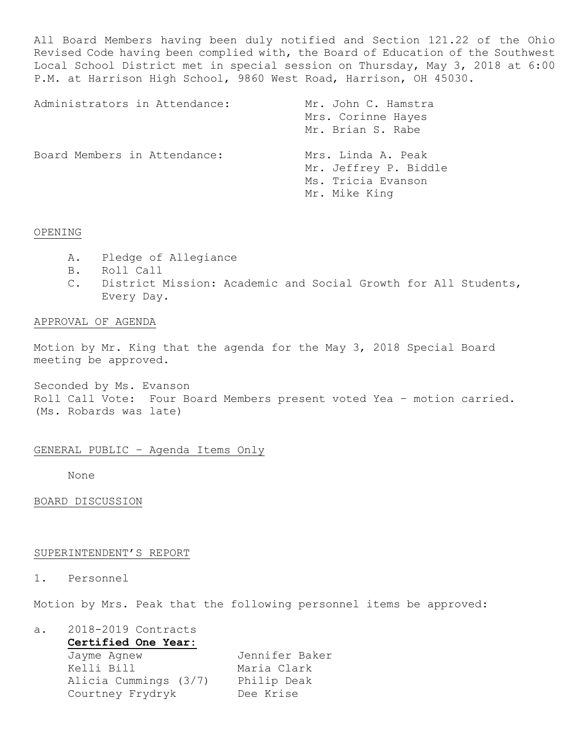All Board Members having been duly notified and Section 121.22 of the Ohio Revised Code having been complied with, the Board of Education of the Southwest Local School District met in special session on Thursday, May 3, 2018 at 6:00 P.M. at Harrison High School, 9860 West Road, Harrison, OH 45030.

| | |
|---|---|
| Administrators in Attendance: | Mr. John C. Hamstra<br>Mrs. Corinne Hayes<br>Mr. Brian S. Rabe |
| Board Members in Attendance: | Mrs. Linda A. Peak<br>Mr. Jeffrey P. Biddle<br>Ms. Tricia Evanson<br>Mr. Mike King |

## OPENING

A. Pledge of Allegiance
B. Roll Call
C. District Mission: Academic and Social Growth for All Students, Every Day.

## APPROVAL OF AGENDA

Motion by Mr. King that the agenda for the May 3, 2018 Special Board meeting be approved.

Seconded by Ms. Evanson
Roll Call Vote: Four Board Members present voted Yea – motion carried.
(Ms. Robards was late)

## GENERAL PUBLIC – Agenda Items Only

None

## BOARD DISCUSSION

## SUPERINTENDENT'S REPORT

1. Personnel

Motion by Mrs. Peak that the following personnel items be approved:

a. 2018-2019 Contracts

**Certified One Year:**

| | |
|---|---|
| Jayme Agnew | Jennifer Baker |
| Kelli Bill | Maria Clark |
| Alicia Cummings (3/7) | Philip Deak |
| Courtney Frydryk | Dee Krise |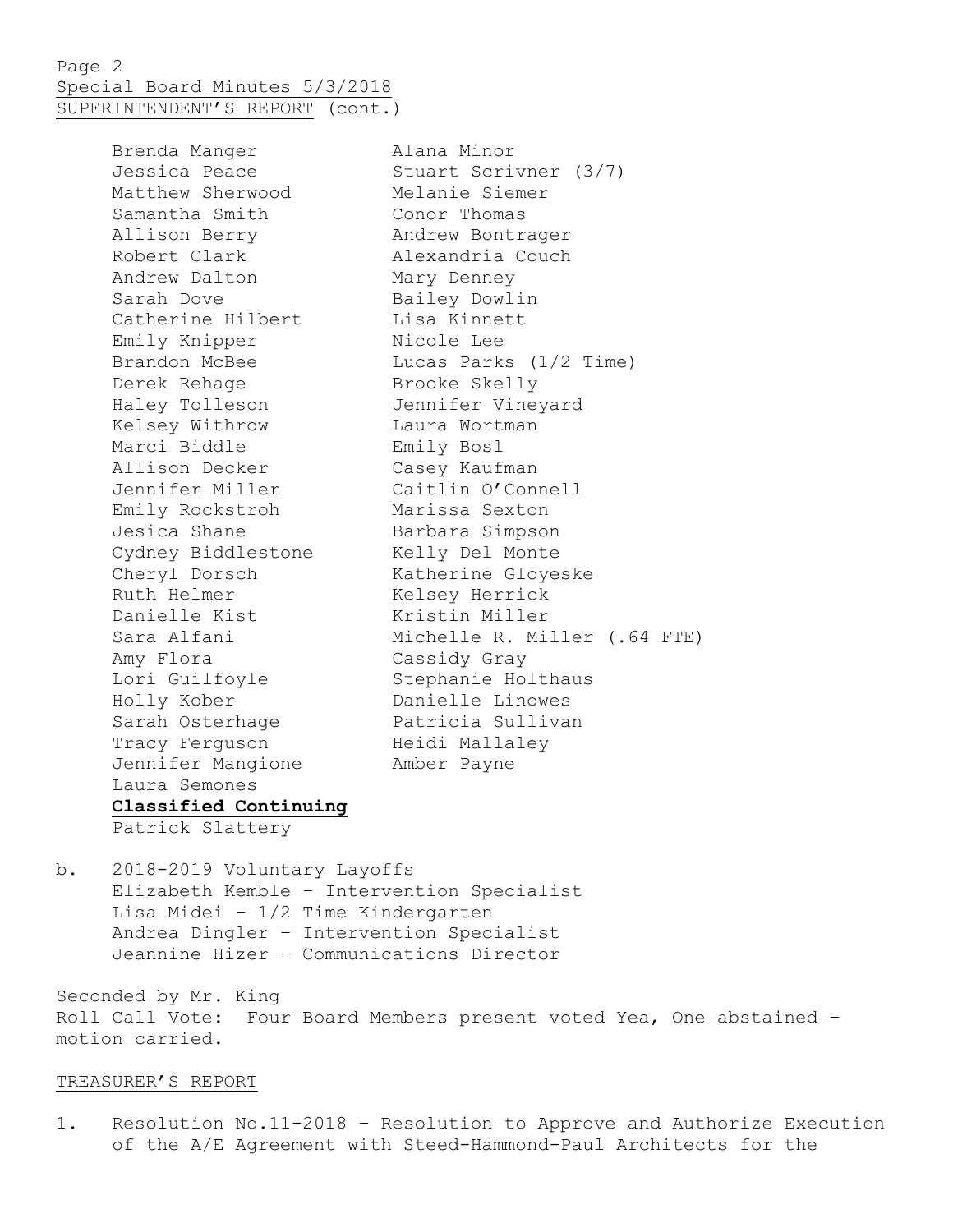Special Board Minutes 5/3/2018
SUPERINTENDENT'S REPORT (cont.)

- Brenda Manger
- Alana Minor
- Jessica Peace
- Stuart Scrivner (3/7)
- Matthew Sherwood
- Melanie Siemer
- Samantha Smith
- Conor Thomas
- Allison Berry
- Andrew Bontrager
- Robert Clark
- Alexandria Couch
- Andrew Dalton
- Mary Denney
- Sarah Dove
- Bailey Dowlin
- Catherine Hilbert
- Lisa Kinnett
- Emily Knipper
- Nicole Lee
- Brandon McBee
- Lucas Parks (1/2 Time)
- Derek Rehage
- Brooke Skelly
- Haley Tolleson
- Jennifer Vineyard
- Kelsey Withrow
- Laura Wortman
- Marci Biddle
- Emily Bosl
- Allison Decker
- Casey Kaufman
- Jennifer Miller
- Caitlin O'Connell
- Emily Rockstroh
- Marissa Sexton
- Jesica Shane
- Barbara Simpson
- Cydney Biddlestone
- Kelly Del Monte
- Cheryl Dorsch
- Katherine Gloyeske
- Ruth Helmer
- Kelsey Herrick
- Danielle Kist
- Kristin Miller
- Sara Alfani
- Michelle R. Miller (.64 FTE)
- Amy Flora
- Cassidy Gray
- Lori Guilfoyle
- Stephanie Holthaus
- Holly Kober
- Danielle Linowes
- Sarah Osterhage
- Patricia Sullivan
- Tracy Ferguson
- Heidi Mallaley
- Jennifer Mangione
- Amber Payne
- Laura Semones

**Classified Continuing**

Patrick Slattery

b. 2018-2019 Voluntary Layoffs
   - Elizabeth Kemble – Intervention Specialist
   - Lisa Midei – 1/2 Time Kindergarten
   - Andrea Dingler – Intervention Specialist
   - Jeannine Hizer – Communications Director

Seconded by Mr. King
Roll Call Vote: Four Board Members present voted Yea, One abstained – motion carried.

## TREASURER'S REPORT

1. Resolution No.11-2018 – Resolution to Approve and Authorize Execution of the A/E Agreement with Steed-Hammond-Paul Architects for the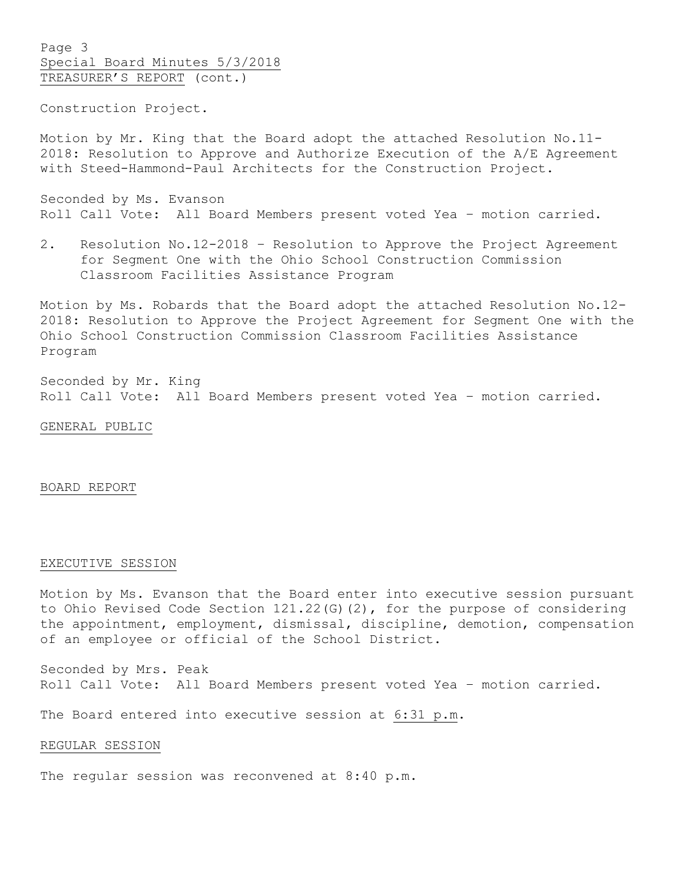TREASURER'S REPORT (cont.)

Construction Project.

Motion by Mr. King that the Board adopt the attached Resolution No.11-2018: Resolution to Approve and Authorize Execution of the A/E Agreement with Steed-Hammond-Paul Architects for the Construction Project.

Seconded by Ms. Evanson
Roll Call Vote: All Board Members present voted Yea – motion carried.

2. Resolution No.12-2018 – Resolution to Approve the Project Agreement for Segment One with the Ohio School Construction Commission Classroom Facilities Assistance Program

Motion by Ms. Robards that the Board adopt the attached Resolution No.12-2018: Resolution to Approve the Project Agreement for Segment One with the Ohio School Construction Commission Classroom Facilities Assistance Program

Seconded by Mr. King
Roll Call Vote: All Board Members present voted Yea – motion carried.

## GENERAL PUBLIC

## BOARD REPORT

## EXECUTIVE SESSION

Motion by Ms. Evanson that the Board enter into executive session pursuant to Ohio Revised Code Section 121.22(G)(2), for the purpose of considering the appointment, employment, dismissal, discipline, demotion, compensation of an employee or official of the School District.

Seconded by Mrs. Peak
Roll Call Vote: All Board Members present voted Yea – motion carried.

The Board entered into executive session at 6:31 p.m.

## REGULAR SESSION

The regular session was reconvened at 8:40 p.m.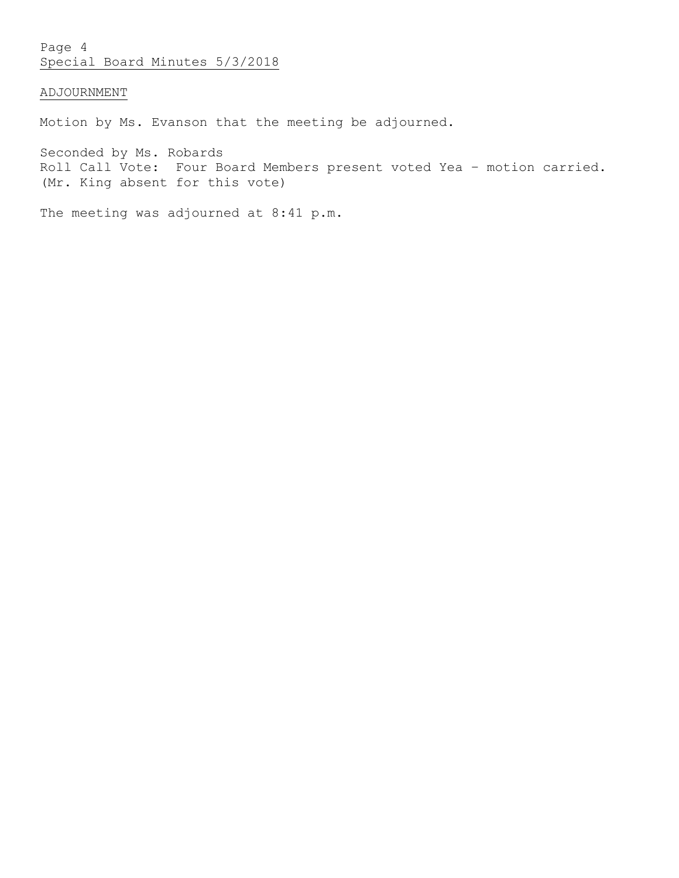ADJOURNMENT

Motion by Ms. Evanson that the meeting be adjourned.

Seconded by Ms. Robards
Roll Call Vote: Four Board Members present voted Yea – motion carried.
(Mr. King absent for this vote)

The meeting was adjourned at 8:41 p.m.